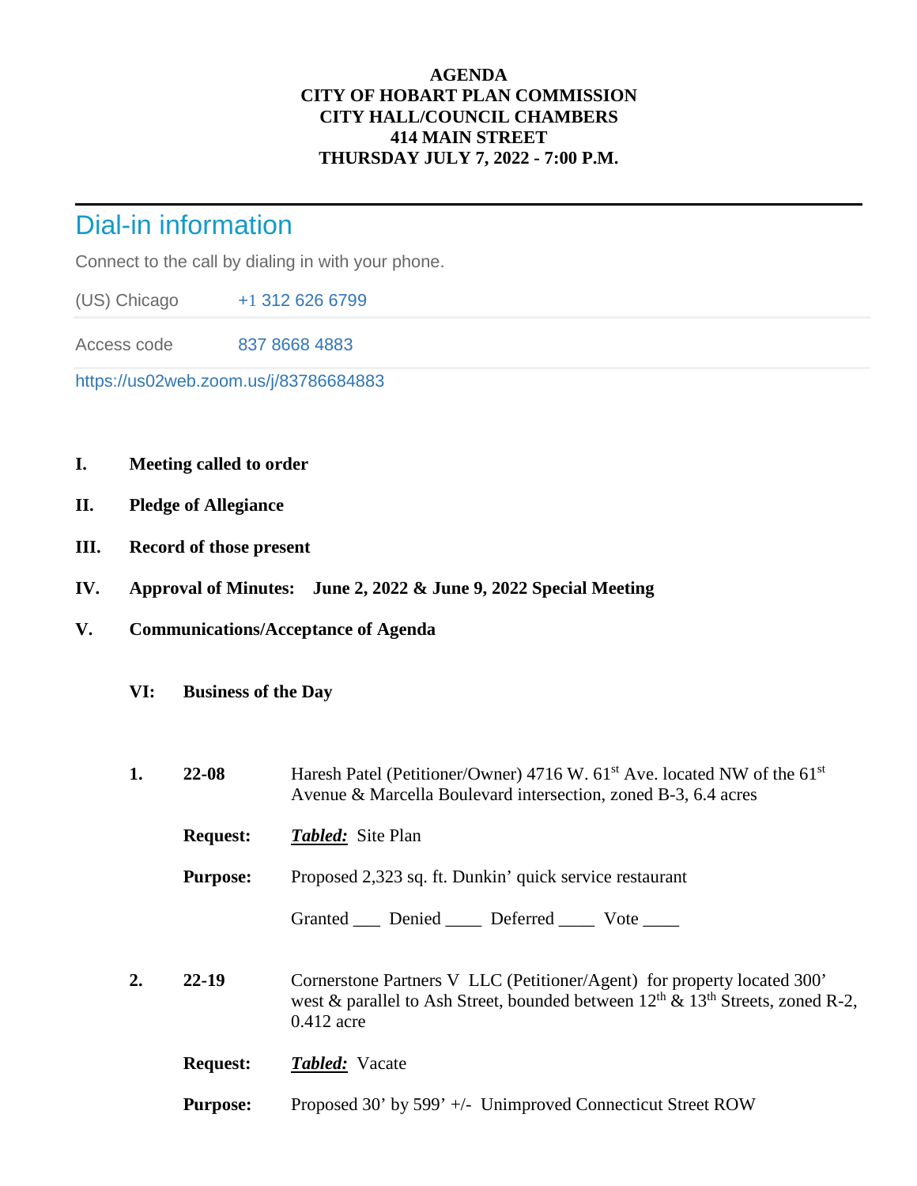**AGENDA**
**CITY OF HOBART PLAN COMMISSION**
**CITY HALL/COUNCIL CHAMBERS**
**414 MAIN STREET**
**THURSDAY JULY 7, 2022 - 7:00 P.M.**

---

## Dial-in information

Connect to the call by dialing in with your phone.

| | |
|---|---|
| (US) Chicago | +1 312 626 6799 |
| Access code | 837 8668 4883 |

https://us02web.zoom.us/j/83786684883

**I. Meeting called to order**

**II. Pledge of Allegiance**

**III. Record of those present**

**IV. Approval of Minutes: June 2, 2022 & June 9, 2022 Special Meeting**

**V. Communications/Acceptance of Agenda**

**VI: Business of the Day**

**1. 22-08** Haresh Patel (Petitioner/Owner) 4716 W. 61st Ave. located NW of the 61st Avenue & Marcella Boulevard intersection, zoned B-3, 6.4 acres

**Request:** ***Tabled:*** Site Plan

**Purpose:** Proposed 2,323 sq. ft. Dunkin' quick service restaurant

Granted ___ Denied ____ Deferred ____ Vote ____

**2. 22-19** Cornerstone Partners V LLC (Petitioner/Agent) for property located 300' west & parallel to Ash Street, bounded between 12th & 13th Streets, zoned R-2, 0.412 acre

**Request:** ***Tabled:*** Vacate

**Purpose:** Proposed 30' by 599' +/- Unimproved Connecticut Street ROW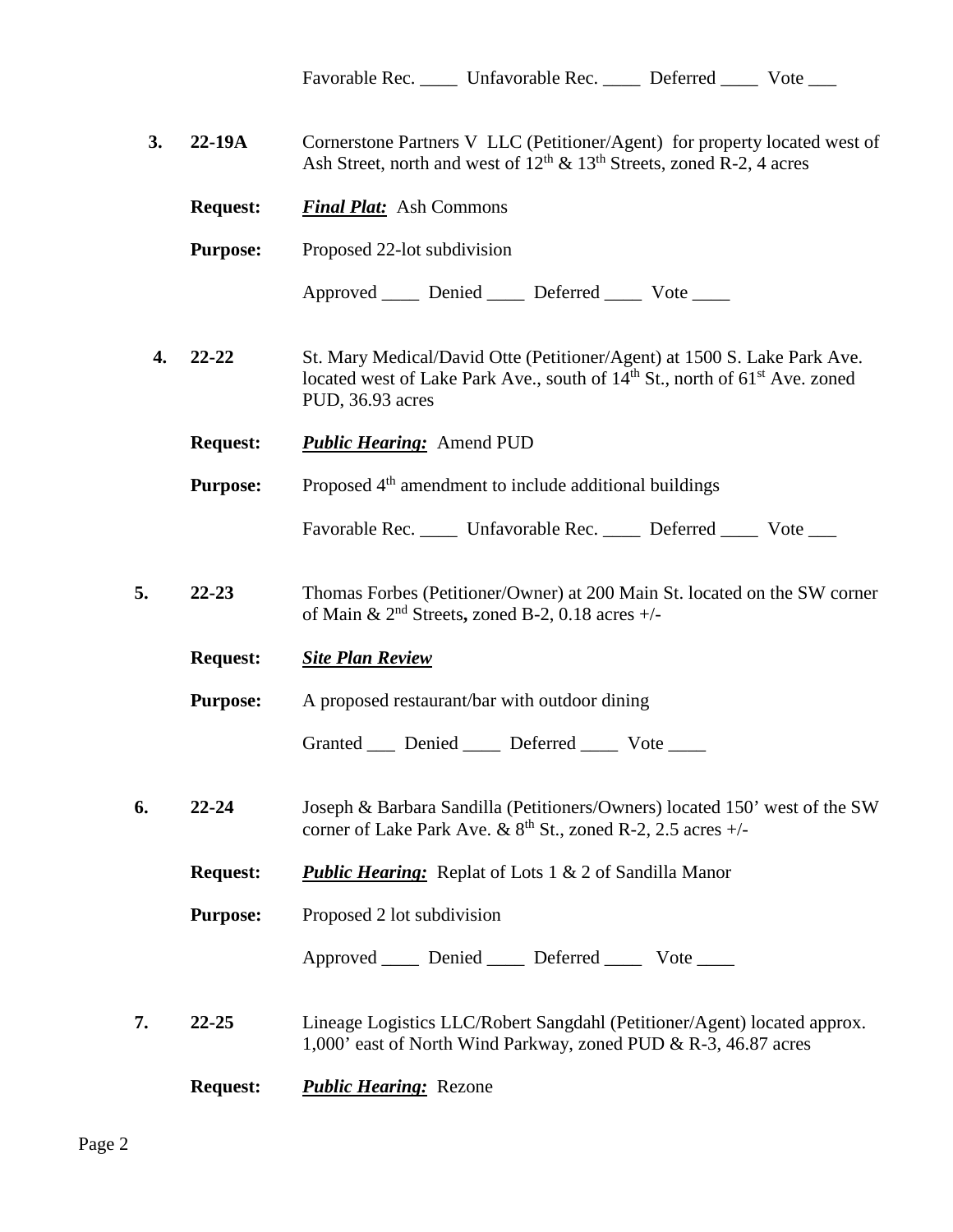Favorable Rec. ____ Unfavorable Rec. ____ Deferred ____ Vote ___

**3.** **22-19A** Cornerstone Partners V LLC (Petitioner/Agent) for property located west of Ash Street, north and west of 12th & 13th Streets, zoned R-2, 4 acres

**Request:** ***Final Plat:*** Ash Commons

**Purpose:** Proposed 22-lot subdivision

Approved ____ Denied ____ Deferred ____ Vote ____

**4.** **22-22** St. Mary Medical/David Otte (Petitioner/Agent) at 1500 S. Lake Park Ave. located west of Lake Park Ave., south of 14th St., north of 61st Ave. zoned PUD, 36.93 acres

**Request:** ***Public Hearing:*** Amend PUD

**Purpose:** Proposed 4th amendment to include additional buildings

Favorable Rec. ____ Unfavorable Rec. ____ Deferred ____ Vote ___

**5.** **22-23** Thomas Forbes (Petitioner/Owner) at 200 Main St. located on the SW corner of Main & 2nd Streets**,** zoned B-2, 0.18 acres +/-

**Request:** ***Site Plan Review***

**Purpose:** A proposed restaurant/bar with outdoor dining

Granted ___ Denied ____ Deferred ____ Vote ____

**6.** **22-24** Joseph & Barbara Sandilla (Petitioners/Owners) located 150' west of the SW corner of Lake Park Ave. & 8th St., zoned R-2, 2.5 acres +/-

**Request:** ***Public Hearing:*** Replat of Lots 1 & 2 of Sandilla Manor

**Purpose:** Proposed 2 lot subdivision

Approved ____ Denied ____ Deferred ____ Vote ____

**7.** **22-25** Lineage Logistics LLC/Robert Sangdahl (Petitioner/Agent) located approx. 1,000' east of North Wind Parkway, zoned PUD & R-3, 46.87 acres

**Request:** ***Public Hearing:*** Rezone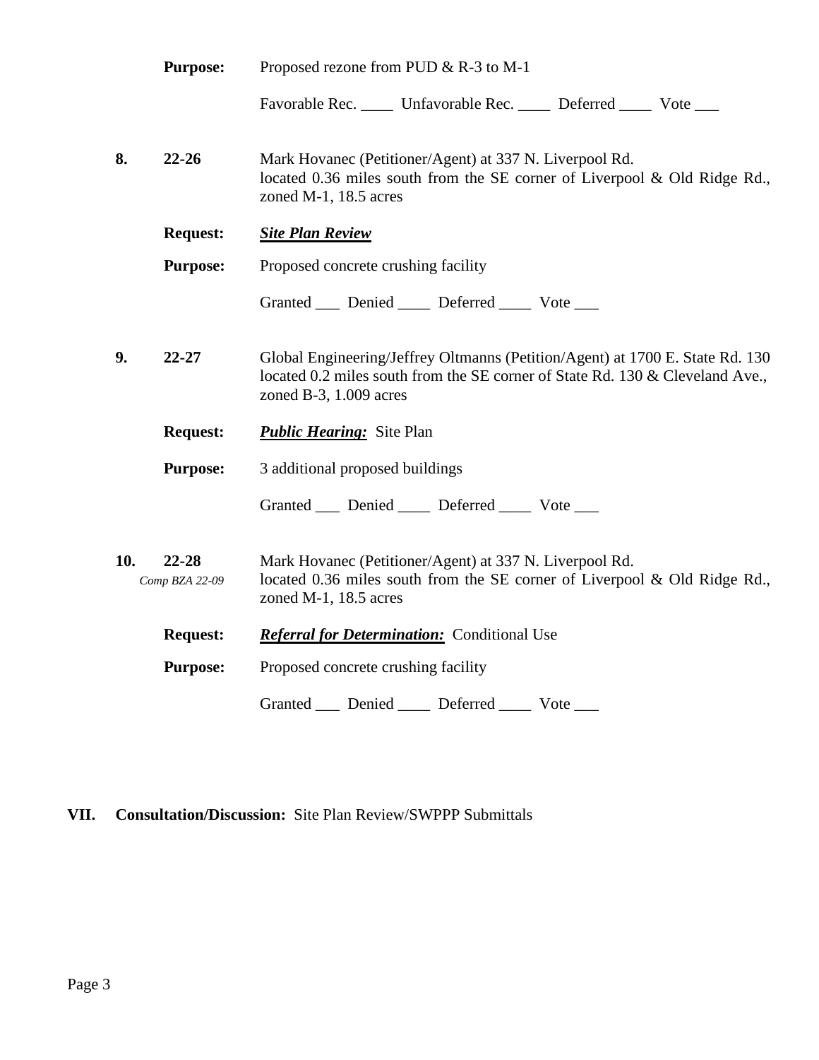**Purpose:** Proposed rezone from PUD & R-3 to M-1

Favorable Rec. ____ Unfavorable Rec. ____ Deferred ____ Vote ___

**8.** **22-26** Mark Hovanec (Petitioner/Agent) at 337 N. Liverpool Rd. located 0.36 miles south from the SE corner of Liverpool & Old Ridge Rd., zoned M-1, 18.5 acres

**Request:** ***Site Plan Review***

**Purpose:** Proposed concrete crushing facility

Granted ___ Denied ____ Deferred ____ Vote ___

**9.** **22-27** Global Engineering/Jeffrey Oltmanns (Petition/Agent) at 1700 E. State Rd. 130 located 0.2 miles south from the SE corner of State Rd. 130 & Cleveland Ave., zoned B-3, 1.009 acres

**Request:** ***Public Hearing:*** Site Plan

**Purpose:** 3 additional proposed buildings

Granted ___ Denied ____ Deferred ____ Vote ___

**10.** **22-28** *Comp BZA 22-09* Mark Hovanec (Petitioner/Agent) at 337 N. Liverpool Rd. located 0.36 miles south from the SE corner of Liverpool & Old Ridge Rd., zoned M-1, 18.5 acres

**Request:** ***Referral for Determination:*** Conditional Use

**Purpose:** Proposed concrete crushing facility

Granted ___ Denied ____ Deferred ____ Vote ___

**VII. Consultation/Discussion:** Site Plan Review/SWPPP Submittals